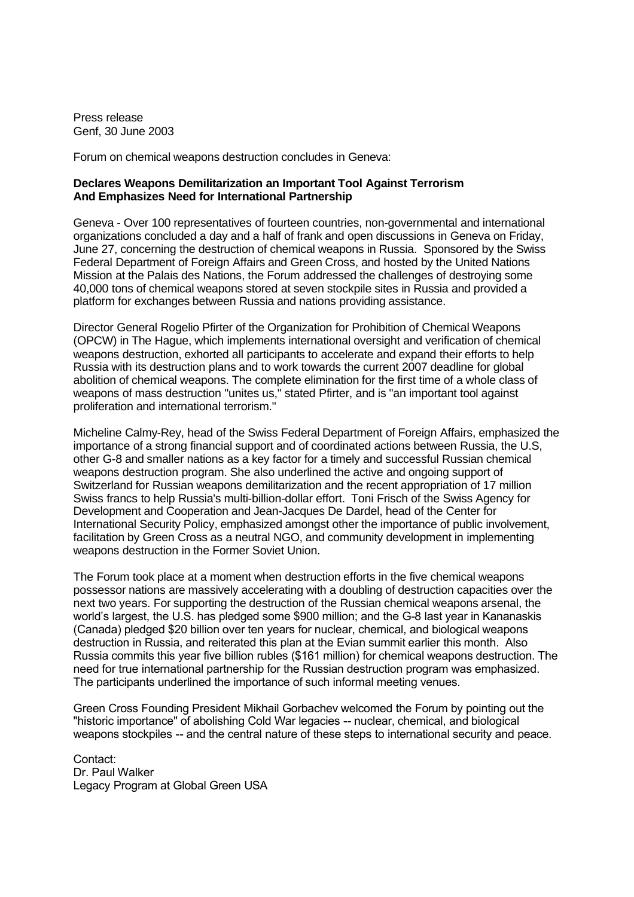Press release
Genf, 30 June 2003

Forum on chemical weapons destruction concludes in Geneva:

**Declares Weapons Demilitarization an Important Tool Against Terrorism And Emphasizes Need for International Partnership**

Geneva - Over 100 representatives of fourteen countries, non-governmental and international organizations concluded a day and a half of frank and open discussions in Geneva on Friday, June 27, concerning the destruction of chemical weapons in Russia. Sponsored by the Swiss Federal Department of Foreign Affairs and Green Cross, and hosted by the United Nations Mission at the Palais des Nations, the Forum addressed the challenges of destroying some 40,000 tons of chemical weapons stored at seven stockpile sites in Russia and provided a platform for exchanges between Russia and nations providing assistance.

Director General Rogelio Pfirter of the Organization for Prohibition of Chemical Weapons (OPCW) in The Hague, which implements international oversight and verification of chemical weapons destruction, exhorted all participants to accelerate and expand their efforts to help Russia with its destruction plans and to work towards the current 2007 deadline for global abolition of chemical weapons. The complete elimination for the first time of a whole class of weapons of mass destruction "unites us," stated Pfirter, and is "an important tool against proliferation and international terrorism."

Micheline Calmy-Rey, head of the Swiss Federal Department of Foreign Affairs, emphasized the importance of a strong financial support and of coordinated actions between Russia, the U.S, other G-8 and smaller nations as a key factor for a timely and successful Russian chemical weapons destruction program. She also underlined the active and ongoing support of Switzerland for Russian weapons demilitarization and the recent appropriation of 17 million Swiss francs to help Russia's multi-billion-dollar effort. Toni Frisch of the Swiss Agency for Development and Cooperation and Jean-Jacques De Dardel, head of the Center for International Security Policy, emphasized amongst other the importance of public involvement, facilitation by Green Cross as a neutral NGO, and community development in implementing weapons destruction in the Former Soviet Union.

The Forum took place at a moment when destruction efforts in the five chemical weapons possessor nations are massively accelerating with a doubling of destruction capacities over the next two years. For supporting the destruction of the Russian chemical weapons arsenal, the world's largest, the U.S. has pledged some $900 million; and the G-8 last year in Kananaskis (Canada) pledged $20 billion over ten years for nuclear, chemical, and biological weapons destruction in Russia, and reiterated this plan at the Evian summit earlier this month. Also Russia commits this year five billion rubles ($161 million) for chemical weapons destruction. The need for true international partnership for the Russian destruction program was emphasized. The participants underlined the importance of such informal meeting venues.

Green Cross Founding President Mikhail Gorbachev welcomed the Forum by pointing out the "historic importance" of abolishing Cold War legacies -- nuclear, chemical, and biological weapons stockpiles -- and the central nature of these steps to international security and peace.

Contact:
Dr. Paul Walker
Legacy Program at Global Green USA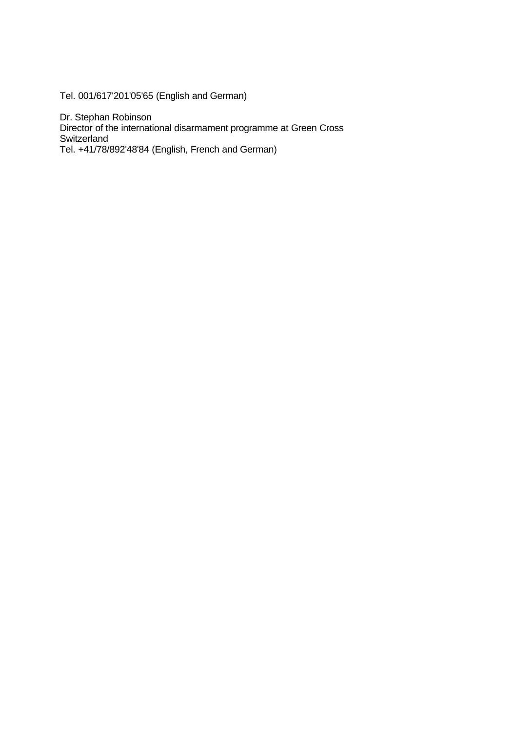Tel. 001/617'201'05'65 (English and German)

Dr. Stephan Robinson
Director of the international disarmament programme at Green Cross Switzerland
Tel. +41/78/892'48'84 (English, French and German)